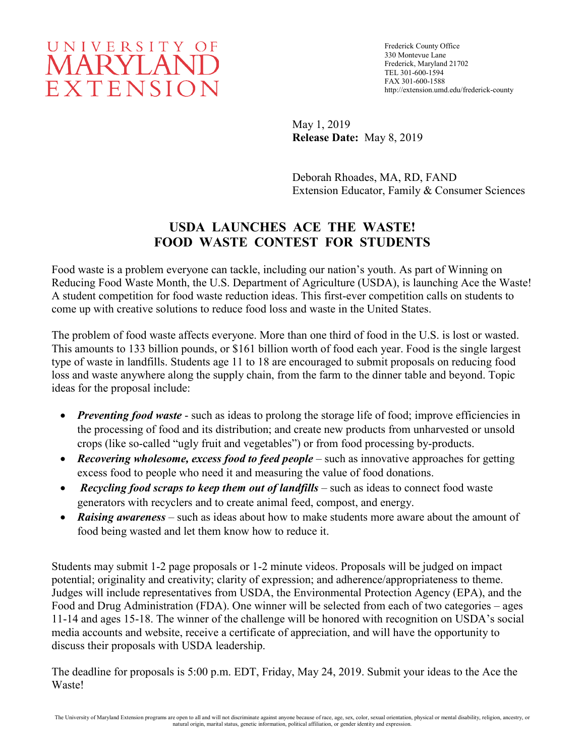UNIVERSITY OF
MARYLAND
EXTENSION

Frederick County Office
330 Montevue Lane
Frederick, Maryland 21702
TEL 301-600-1594
FAX 301-600-1588
http://extension.umd.edu/frederick-county

May 1, 2019
**Release Date:** May 8, 2019

Deborah Rhoades, MA, RD, FAND
Extension Educator, Family & Consumer Sciences

# USDA LAUNCHES ACE THE WASTE! FOOD WASTE CONTEST FOR STUDENTS

Food waste is a problem everyone can tackle, including our nation's youth. As part of Winning on Reducing Food Waste Month, the U.S. Department of Agriculture (USDA), is launching Ace the Waste! A student competition for food waste reduction ideas. This first-ever competition calls on students to come up with creative solutions to reduce food loss and waste in the United States.

The problem of food waste affects everyone. More than one third of food in the U.S. is lost or wasted. This amounts to 133 billion pounds, or $161 billion worth of food each year. Food is the single largest type of waste in landfills. Students age 11 to 18 are encouraged to submit proposals on reducing food loss and waste anywhere along the supply chain, from the farm to the dinner table and beyond. Topic ideas for the proposal include:

- ***Preventing food waste*** - such as ideas to prolong the storage life of food; improve efficiencies in the processing of food and its distribution; and create new products from unharvested or unsold crops (like so-called "ugly fruit and vegetables") or from food processing by-products.
- ***Recovering wholesome, excess food to feed people*** – such as innovative approaches for getting excess food to people who need it and measuring the value of food donations.
- ***Recycling food scraps to keep them out of landfills*** – such as ideas to connect food waste generators with recyclers and to create animal feed, compost, and energy.
- ***Raising awareness*** – such as ideas about how to make students more aware about the amount of food being wasted and let them know how to reduce it.

Students may submit 1-2 page proposals or 1-2 minute videos. Proposals will be judged on impact potential; originality and creativity; clarity of expression; and adherence/appropriateness to theme. Judges will include representatives from USDA, the Environmental Protection Agency (EPA), and the Food and Drug Administration (FDA). One winner will be selected from each of two categories – ages 11-14 and ages 15-18. The winner of the challenge will be honored with recognition on USDA's social media accounts and website, receive a certificate of appreciation, and will have the opportunity to discuss their proposals with USDA leadership.

The deadline for proposals is 5:00 p.m. EDT, Friday, May 24, 2019. Submit your ideas to the Ace the Waste!

The University of Maryland Extension programs are open to all and will not discriminate against anyone because of race, age, sex, color, sexual orientation, physical or mental disability, religion, ancestry, or natural origin, marital status, genetic information, political affiliation, or gender identity and expression.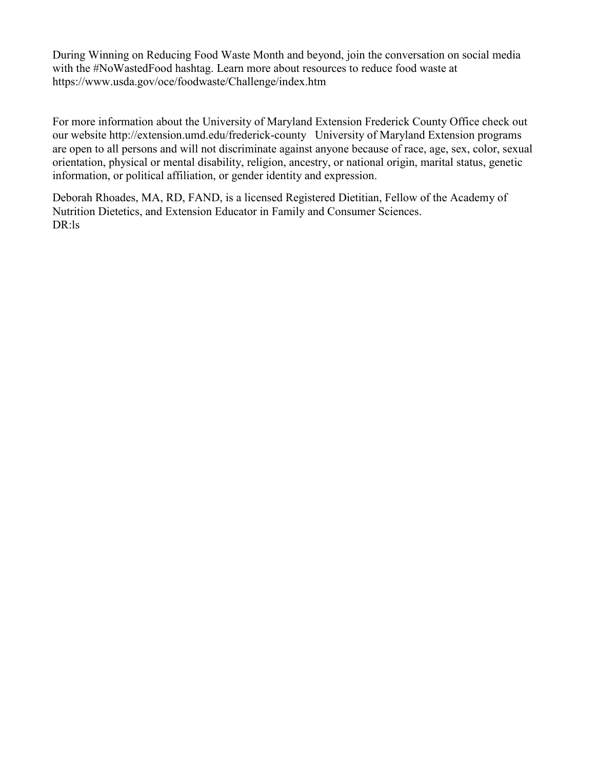During Winning on Reducing Food Waste Month and beyond, join the conversation on social media with the #NoWastedFood hashtag. Learn more about resources to reduce food waste at https://www.usda.gov/oce/foodwaste/Challenge/index.htm

For more information about the University of Maryland Extension Frederick County Office check out our website http://extension.umd.edu/frederick-county University of Maryland Extension programs are open to all persons and will not discriminate against anyone because of race, age, sex, color, sexual orientation, physical or mental disability, religion, ancestry, or national origin, marital status, genetic information, or political affiliation, or gender identity and expression.

Deborah Rhoades, MA, RD, FAND, is a licensed Registered Dietitian, Fellow of the Academy of Nutrition Dietetics, and Extension Educator in Family and Consumer Sciences.
DR:ls